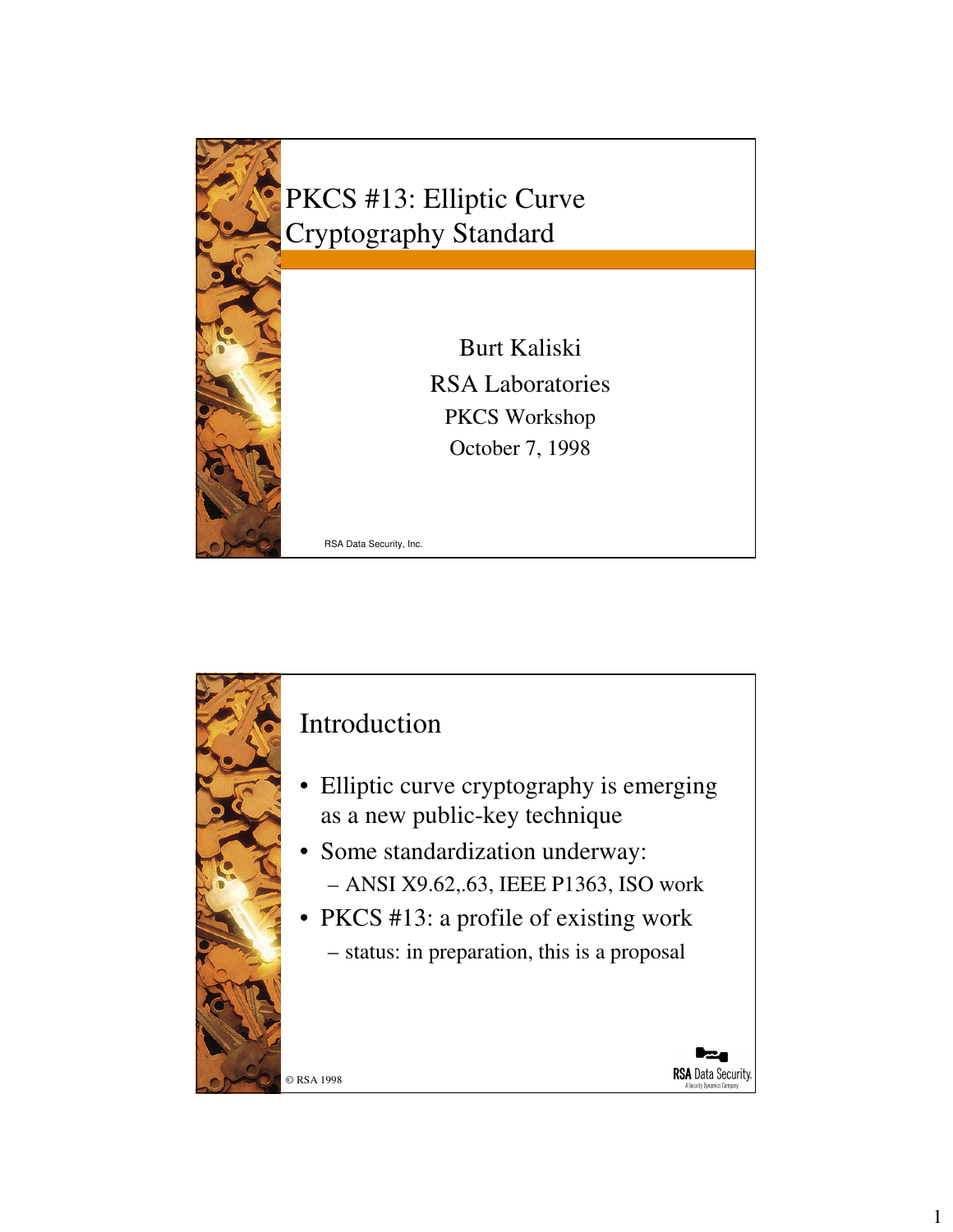# PKCS #13: Elliptic Curve Cryptography Standard

Burt Kaliski

RSA Laboratories

PKCS Workshop

October 7, 1998

RSA Data Security, Inc.

## Introduction

- Elliptic curve cryptography is emerging as a new public-key technique
- Some standardization underway:
  - ANSI X9.62,.63, IEEE P1363, ISO work
- PKCS #13: a profile of existing work
  - status: in preparation, this is a proposal

© RSA 1998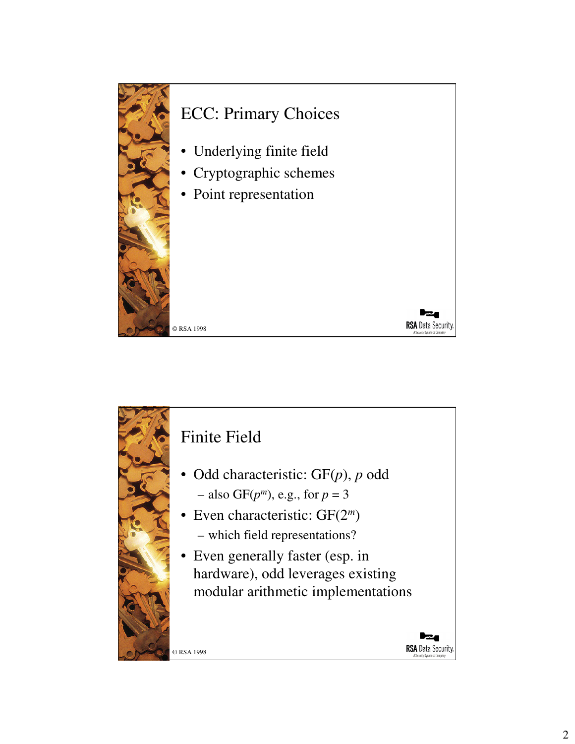## ECC: Primary Choices

- Underlying finite field
- Cryptographic schemes
- Point representation

© RSA 1998

## Finite Field

- Odd characteristic: GF($p$), $p$ odd
  - also GF($p^m$), e.g., for $p = 3$
- Even characteristic: GF($2^m$)
  - which field representations?
- Even generally faster (esp. in hardware), odd leverages existing modular arithmetic implementations

© RSA 1998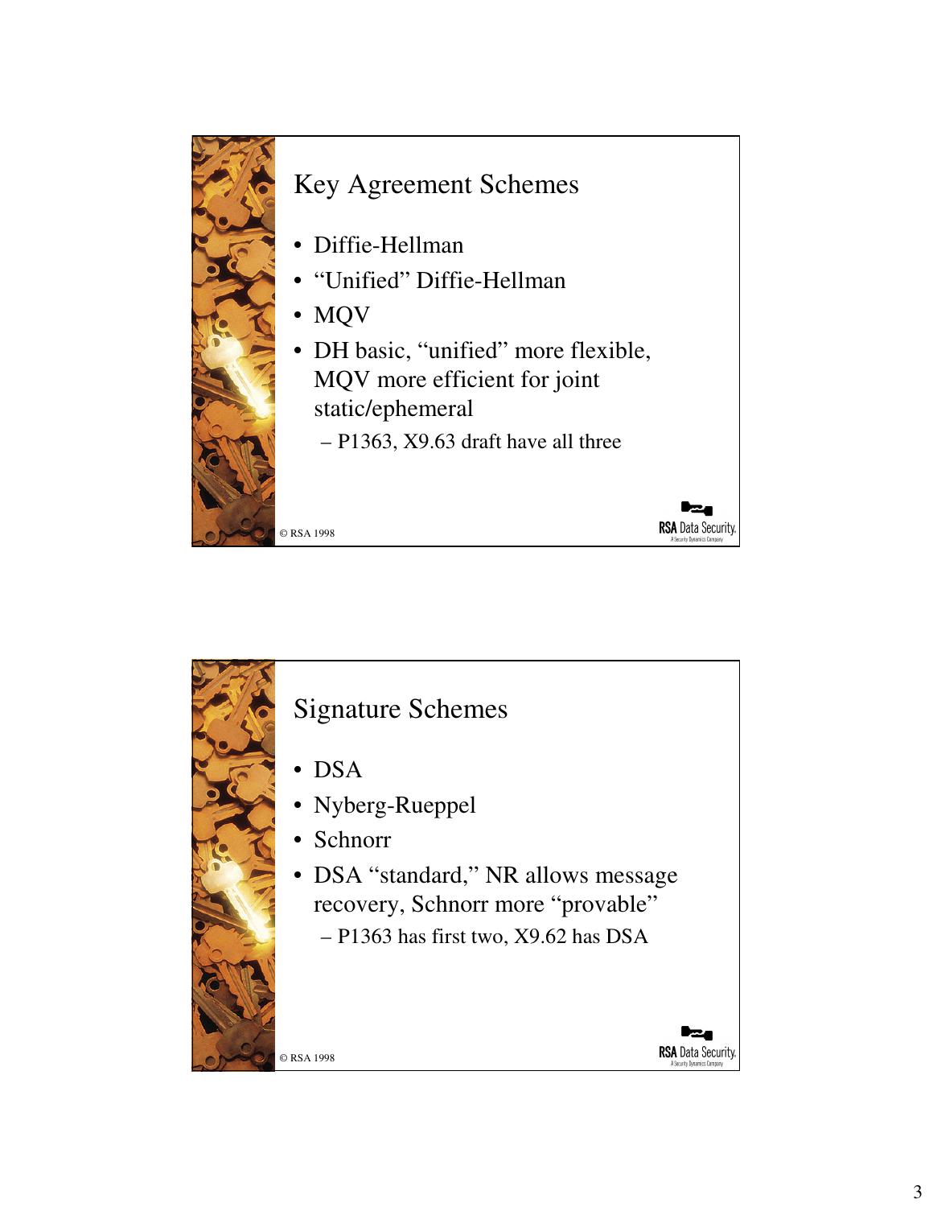## Key Agreement Schemes

- Diffie-Hellman
- “Unified” Diffie-Hellman
- MQV
- DH basic, “unified” more flexible, MQV more efficient for joint static/ephemeral
  - P1363, X9.63 draft have all three

© RSA 1998

## Signature Schemes

- DSA
- Nyberg-Rueppel
- Schnorr
- DSA “standard,” NR allows message recovery, Schnorr more “provable”
  - P1363 has first two, X9.62 has DSA

© RSA 1998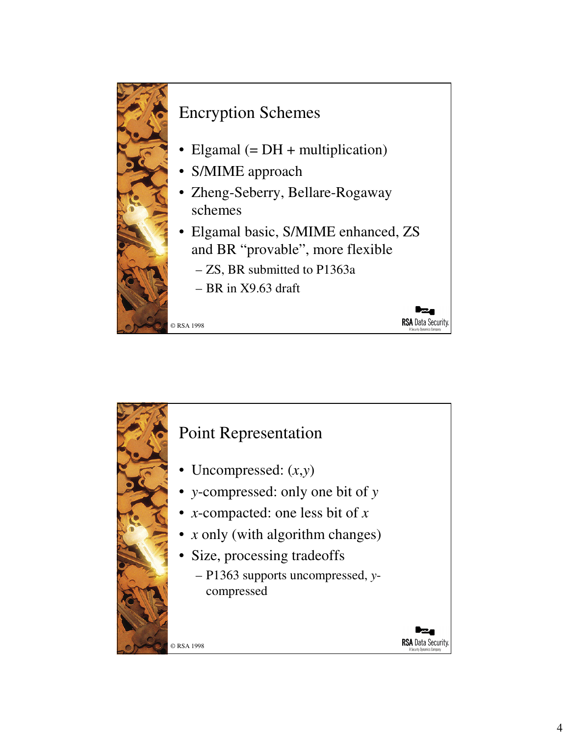## Encryption Schemes

- Elgamal (= DH + multiplication)
- S/MIME approach
- Zheng-Seberry, Bellare-Rogaway schemes
- Elgamal basic, S/MIME enhanced, ZS and BR "provable", more flexible
  - ZS, BR submitted to P1363a
  - BR in X9.63 draft

© RSA 1998

## Point Representation

- Uncompressed: $(x,y)$
- $y$-compressed: only one bit of $y$
- $x$-compacted: one less bit of $x$
- $x$ only (with algorithm changes)
- Size, processing tradeoffs
  - P1363 supports uncompressed, $y$-compressed

© RSA 1998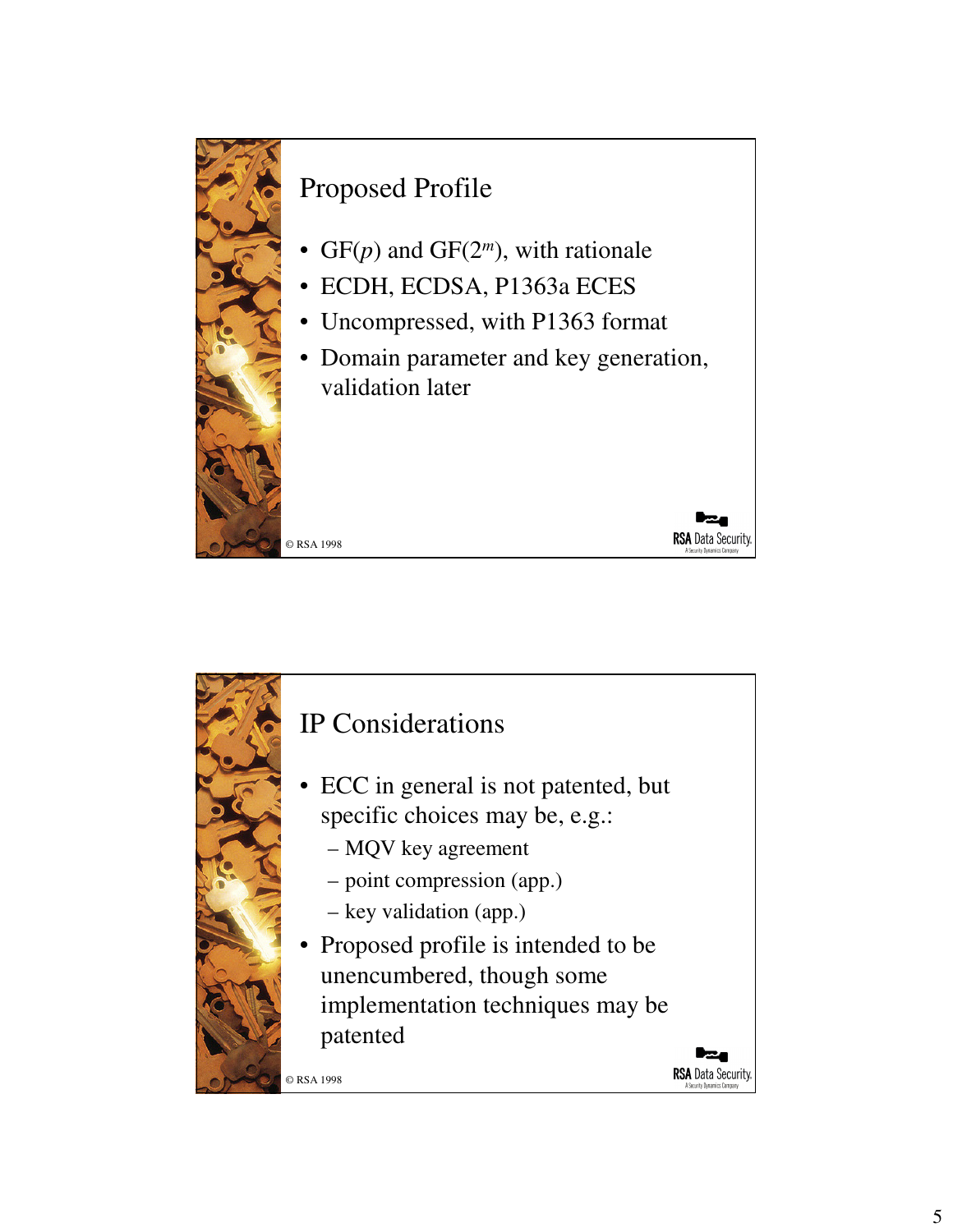## Proposed Profile

- $GF(p)$ and $GF(2^m)$, with rationale
- ECDH, ECDSA, P1363a ECES
- Uncompressed, with P1363 format
- Domain parameter and key generation, validation later

© RSA 1998

RSA Data Security.

## IP Considerations

- ECC in general is not patented, but specific choices may be, e.g.:
  - MQV key agreement
  - point compression (app.)
  - key validation (app.)
- Proposed profile is intended to be unencumbered, though some implementation techniques may be patented

© RSA 1998

RSA Data Security.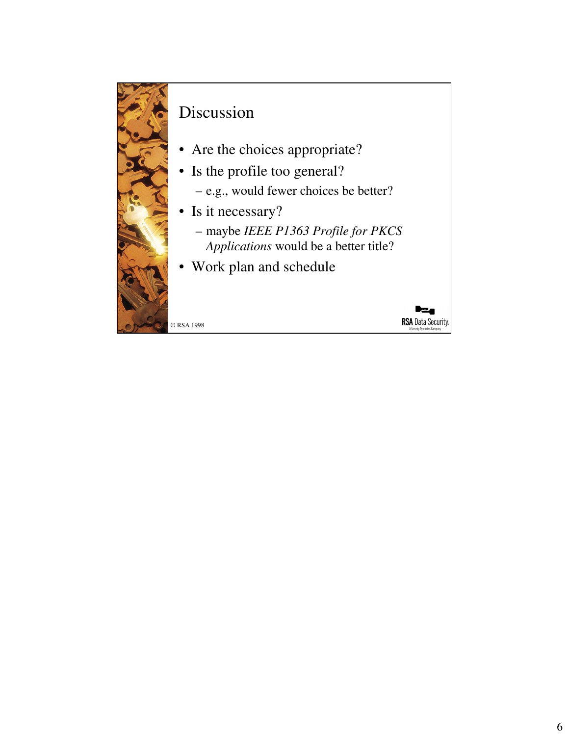# Discussion

- Are the choices appropriate?
- Is the profile too general?
  - e.g., would fewer choices be better?
- Is it necessary?
  - maybe *IEEE P1363 Profile for PKCS Applications* would be a better title?
- Work plan and schedule

© RSA 1998

RSA Data Security.
A Security Dynamics Company